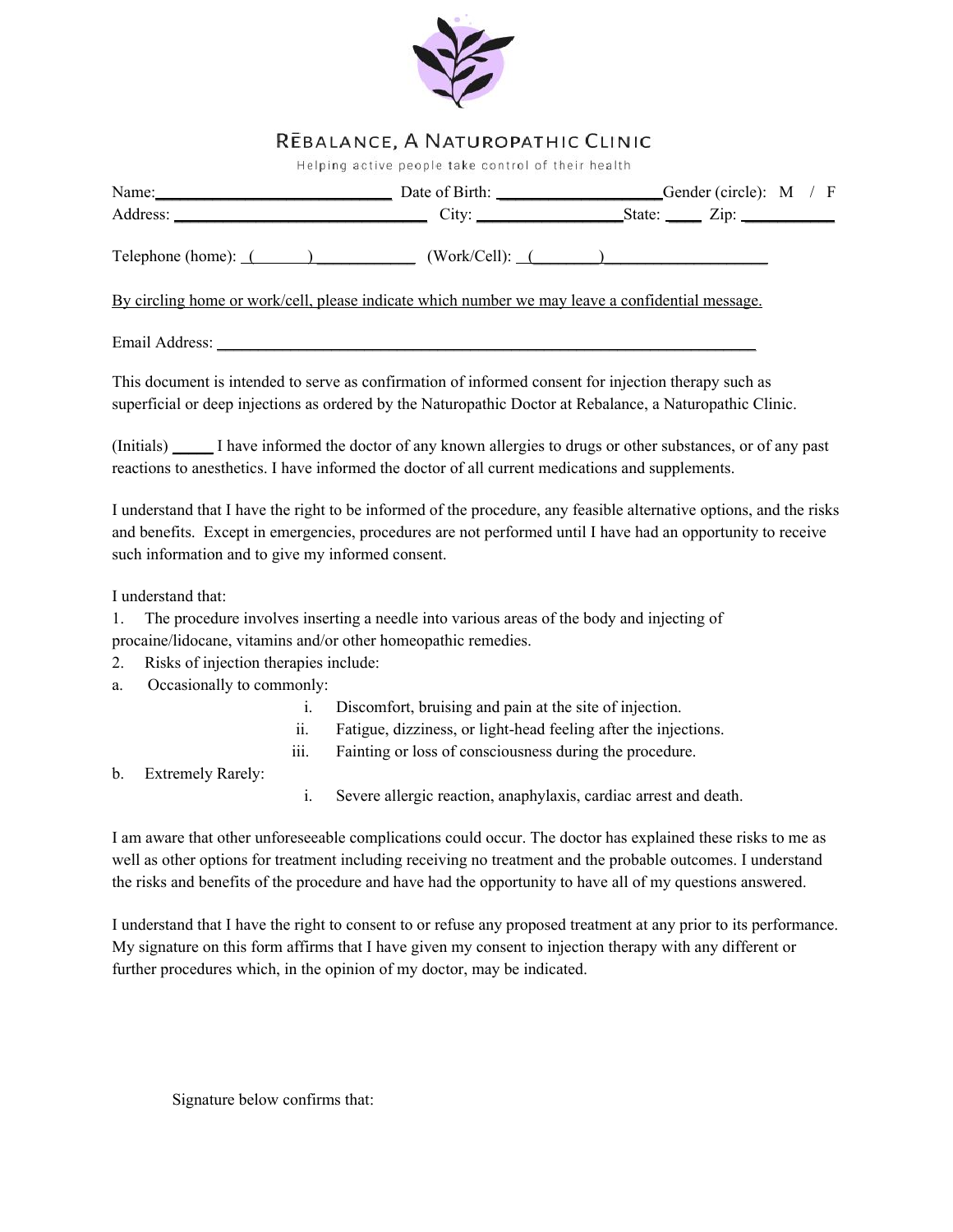# RĒBALANCE, A NATUROPATHIC CLINIC

Helping active people take control of their health

Name:____________________________ Date of Birth: ___________________ Gender (circle): M / F
Address: ______________________________ City: _________________ State: ____ Zip: ___________

Telephone (home): ( ) ____________ (Work/Cell): ( ) ___________________

By circling home or work/cell, please indicate which number we may leave a confidential message.

Email Address: _______________________________________________________________

This document is intended to serve as confirmation of informed consent for injection therapy such as superficial or deep injections as ordered by the Naturopathic Doctor at Rebalance, a Naturopathic Clinic.

(Initials) _____ I have informed the doctor of any known allergies to drugs or other substances, or of any past reactions to anesthetics. I have informed the doctor of all current medications and supplements.

I understand that I have the right to be informed of the procedure, any feasible alternative options, and the risks and benefits. Except in emergencies, procedures are not performed until I have had an opportunity to receive such information and to give my informed consent.

I understand that:

1. The procedure involves inserting a needle into various areas of the body and injecting of procaine/lidocane, vitamins and/or other homeopathic remedies.
2. Risks of injection therapies include:

a. Occasionally to commonly:
   - i. Discomfort, bruising and pain at the site of injection.
   - ii. Fatigue, dizziness, or light-head feeling after the injections.
   - iii. Fainting or loss of consciousness during the procedure.

b. Extremely Rarely:
   - i. Severe allergic reaction, anaphylaxis, cardiac arrest and death.

I am aware that other unforeseeable complications could occur. The doctor has explained these risks to me as well as other options for treatment including receiving no treatment and the probable outcomes. I understand the risks and benefits of the procedure and have had the opportunity to have all of my questions answered.

I understand that I have the right to consent to or refuse any proposed treatment at any prior to its performance. My signature on this form affirms that I have given my consent to injection therapy with any different or further procedures which, in the opinion of my doctor, may be indicated.

Signature below confirms that: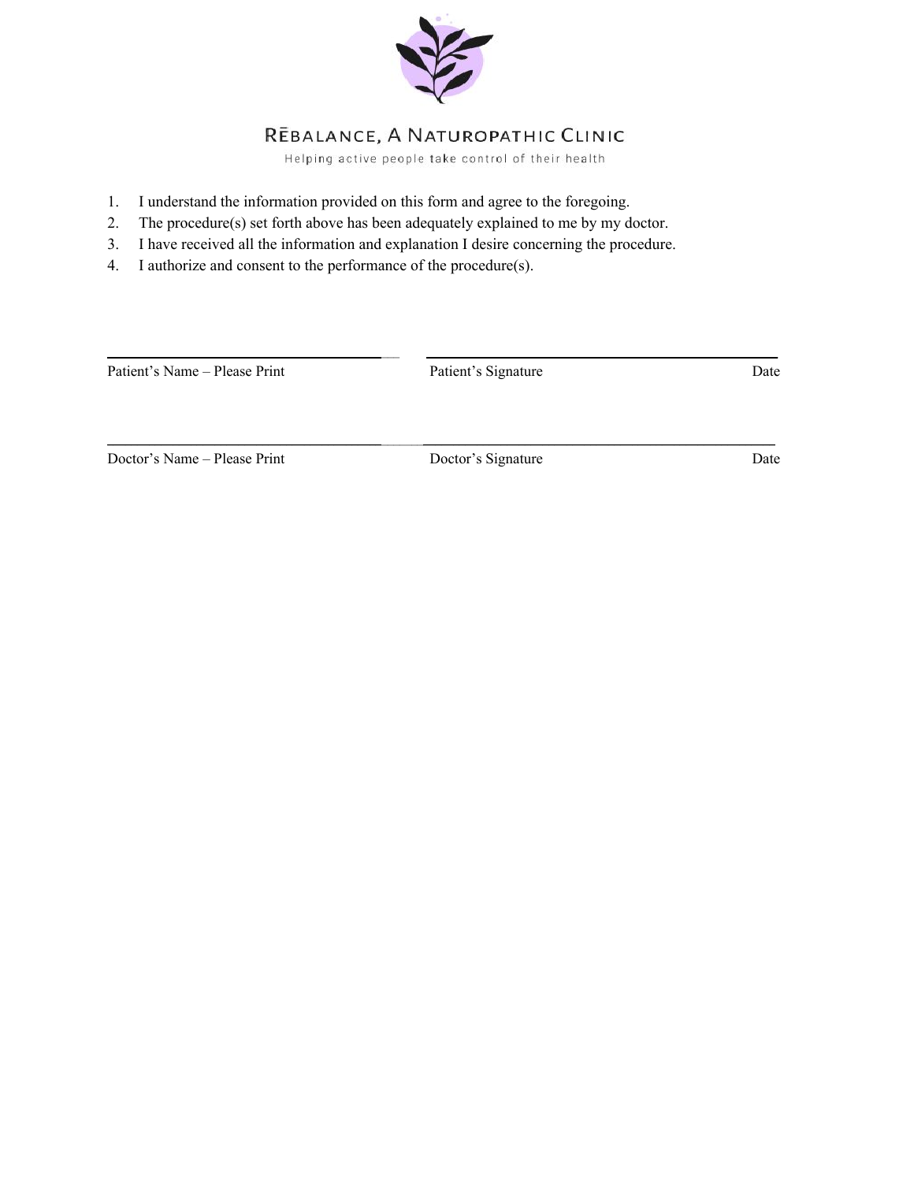# RĒBALANCE, A NATUROPATHIC CLINIC

Helping active people take control of their health

1. I understand the information provided on this form and agree to the foregoing.
2. The procedure(s) set forth above has been adequately explained to me by my doctor.
3. I have received all the information and explanation I desire concerning the procedure.
4. I authorize and consent to the performance of the procedure(s).

______________________________ ______________________________

Patient's Name – Please Print Patient's Signature Date

______________________________ ______________________________

Doctor's Name – Please Print Doctor's Signature Date